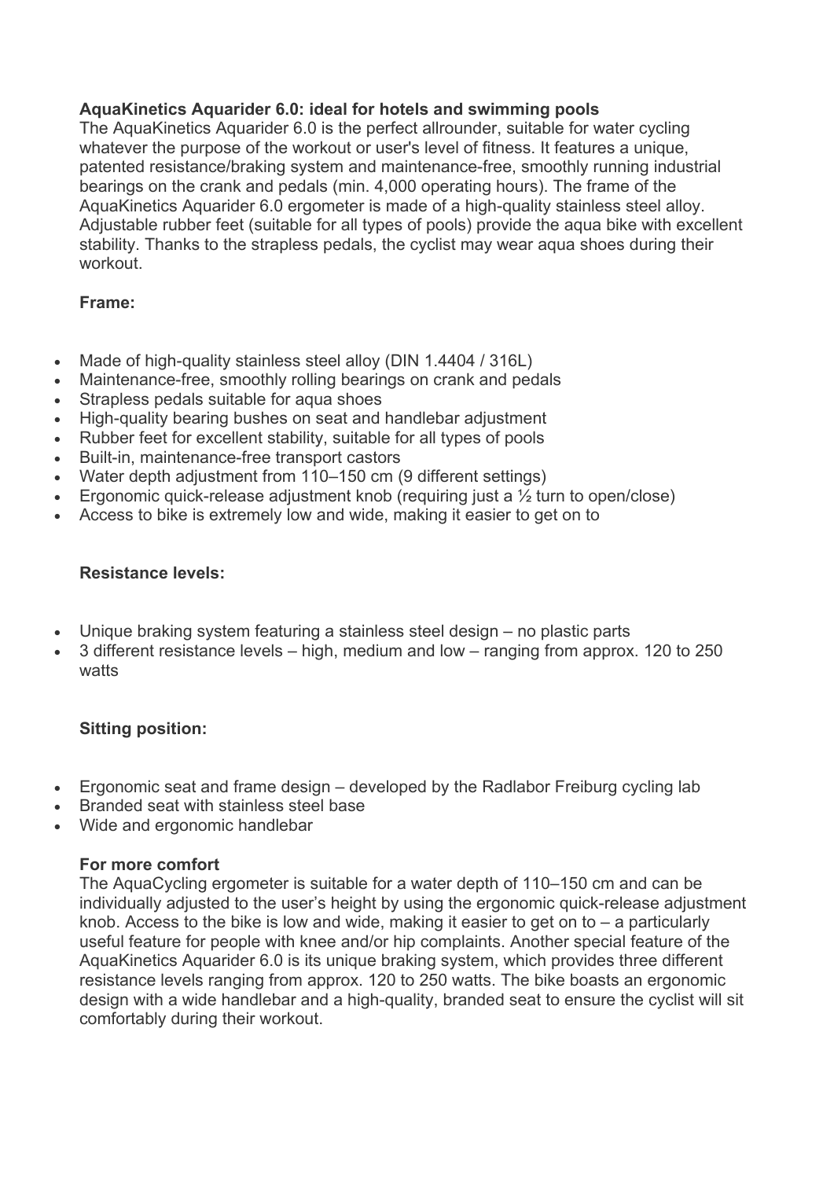**AquaKinetics Aquarider 6.0: ideal for hotels and swimming pools**

The AquaKinetics Aquarider 6.0 is the perfect allrounder, suitable for water cycling whatever the purpose of the workout or user's level of fitness. It features a unique, patented resistance/braking system and maintenance-free, smoothly running industrial bearings on the crank and pedals (min. 4,000 operating hours). The frame of the AquaKinetics Aquarider 6.0 ergometer is made of a high-quality stainless steel alloy. Adjustable rubber feet (suitable for all types of pools) provide the aqua bike with excellent stability. Thanks to the strapless pedals, the cyclist may wear aqua shoes during their workout.

**Frame:**

- Made of high-quality stainless steel alloy (DIN 1.4404 / 316L)
- Maintenance-free, smoothly rolling bearings on crank and pedals
- Strapless pedals suitable for aqua shoes
- High-quality bearing bushes on seat and handlebar adjustment
- Rubber feet for excellent stability, suitable for all types of pools
- Built-in, maintenance-free transport castors
- Water depth adjustment from 110–150 cm (9 different settings)
- Ergonomic quick-release adjustment knob (requiring just a ½ turn to open/close)
- Access to bike is extremely low and wide, making it easier to get on to

**Resistance levels:**

- Unique braking system featuring a stainless steel design – no plastic parts
- 3 different resistance levels – high, medium and low – ranging from approx. 120 to 250 watts

**Sitting position:**

- Ergonomic seat and frame design – developed by the Radlabor Freiburg cycling lab
- Branded seat with stainless steel base
- Wide and ergonomic handlebar

**For more comfort**

The AquaCycling ergometer is suitable for a water depth of 110–150 cm and can be individually adjusted to the user's height by using the ergonomic quick-release adjustment knob. Access to the bike is low and wide, making it easier to get on to – a particularly useful feature for people with knee and/or hip complaints. Another special feature of the AquaKinetics Aquarider 6.0 is its unique braking system, which provides three different resistance levels ranging from approx. 120 to 250 watts. The bike boasts an ergonomic design with a wide handlebar and a high-quality, branded seat to ensure the cyclist will sit comfortably during their workout.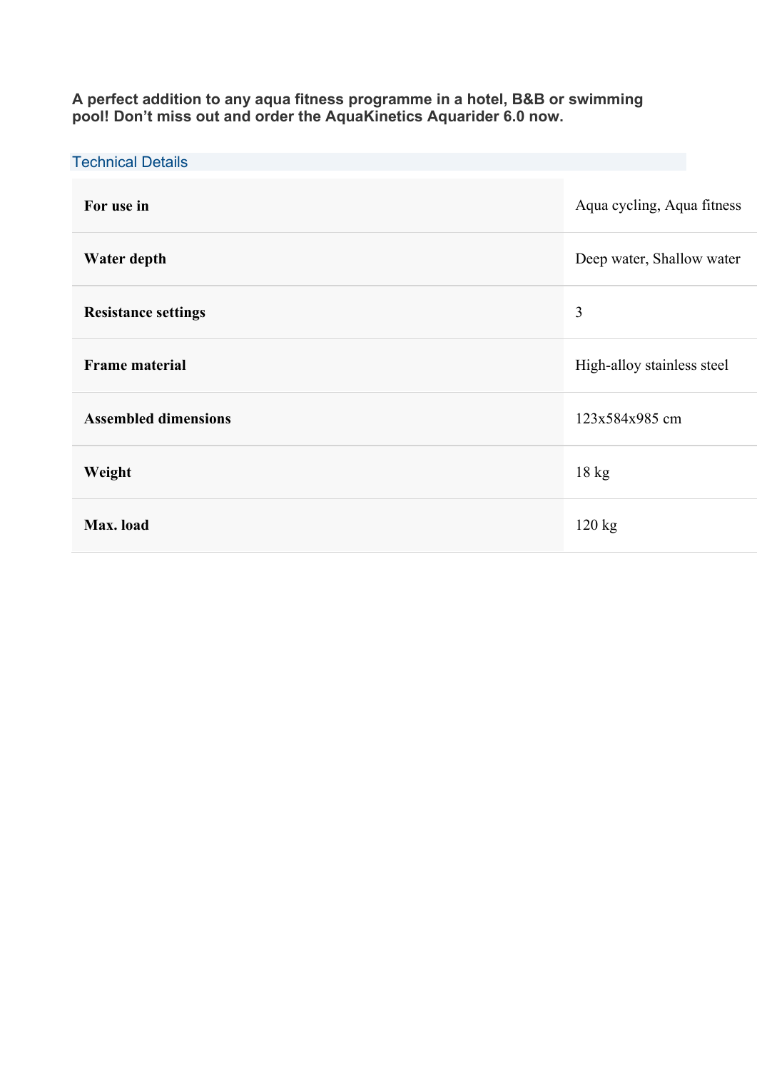**A perfect addition to any aqua fitness programme in a hotel, B&B or swimming pool! Don't miss out and order the AquaKinetics Aquarider 6.0 now.**

## Technical Details

| | |
|---|---|
| **For use in** | Aqua cycling, Aqua fitness |
| **Water depth** | Deep water, Shallow water |
| **Resistance settings** | 3 |
| **Frame material** | High-alloy stainless steel |
| **Assembled dimensions** | 123x584x985 cm |
| **Weight** | 18 kg |
| **Max. load** | 120 kg |